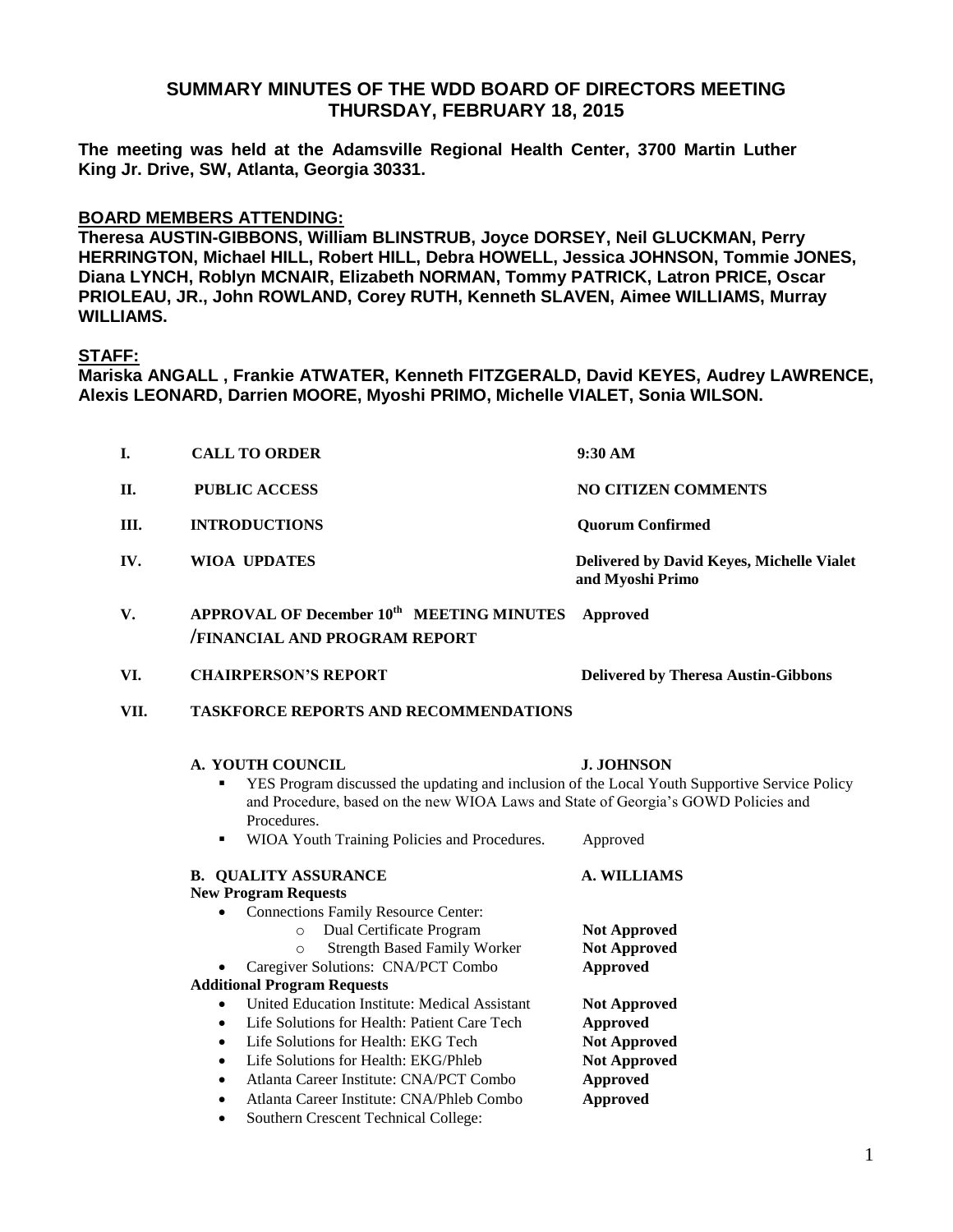# SUMMARY MINUTES OF THE WDD BOARD OF DIRECTORS MEETING
# THURSDAY, FEBRUARY 18, 2015

**The meeting was held at the Adamsville Regional Health Center, 3700 Martin Luther King Jr. Drive, SW, Atlanta, Georgia 30331.**

**BOARD MEMBERS ATTENDING:**

**Theresa AUSTIN-GIBBONS, William BLINSTRUB, Joyce DORSEY, Neil GLUCKMAN, Perry HERRINGTON, Michael HILL, Robert HILL, Debra HOWELL, Jessica JOHNSON, Tommie JONES, Diana LYNCH, Roblyn MCNAIR, Elizabeth NORMAN, Tommy PATRICK, Latron PRICE, Oscar PRIOLEAU, JR., John ROWLAND, Corey RUTH, Kenneth SLAVEN, Aimee WILLIAMS, Murray WILLIAMS.**

**STAFF:**

**Mariska ANGALL , Frankie ATWATER, Kenneth FITZGERALD, David KEYES, Audrey LAWRENCE, Alexis LEONARD, Darrien MOORE, Myoshi PRIMO, Michelle VIALET, Sonia WILSON.**

| | | |
|---|---|---|
| **I.** | **CALL TO ORDER** | **9:30 AM** |
| **II.** | **PUBLIC ACCESS** | **NO CITIZEN COMMENTS** |
| **III.** | **INTRODUCTIONS** | **Quorum Confirmed** |
| **IV.** | **WIOA UPDATES** | **Delivered by David Keyes, Michelle Vialet and Myoshi Primo** |
| **V.** | **APPROVAL OF December 10th MEETING MINUTES /FINANCIAL AND PROGRAM REPORT** | **Approved** |
| **VI.** | **CHAIRPERSON'S REPORT** | **Delivered by Theresa Austin-Gibbons** |

**VII. TASKFORCE REPORTS AND RECOMMENDATIONS**

**A. YOUTH COUNCIL** — **J. JOHNSON**

- YES Program discussed the updating and inclusion of the Local Youth Supportive Service Policy and Procedure, based on the new WIOA Laws and State of Georgia's GOWD Policies and Procedures.
- WIOA Youth Training Policies and Procedures. — Approved

**B. QUALITY ASSURANCE** — **A. WILLIAMS**

**New Program Requests**

- Connections Family Resource Center:
  - Dual Certificate Program — **Not Approved**
  - Strength Based Family Worker — **Not Approved**
- Caregiver Solutions: CNA/PCT Combo — **Approved**

**Additional Program Requests**

- United Education Institute: Medical Assistant — **Not Approved**
- Life Solutions for Health: Patient Care Tech — **Approved**
- Life Solutions for Health: EKG Tech — **Not Approved**
- Life Solutions for Health: EKG/Phleb — **Not Approved**
- Atlanta Career Institute: CNA/PCT Combo — **Approved**
- Atlanta Career Institute: CNA/Phleb Combo — **Approved**
- Southern Crescent Technical College: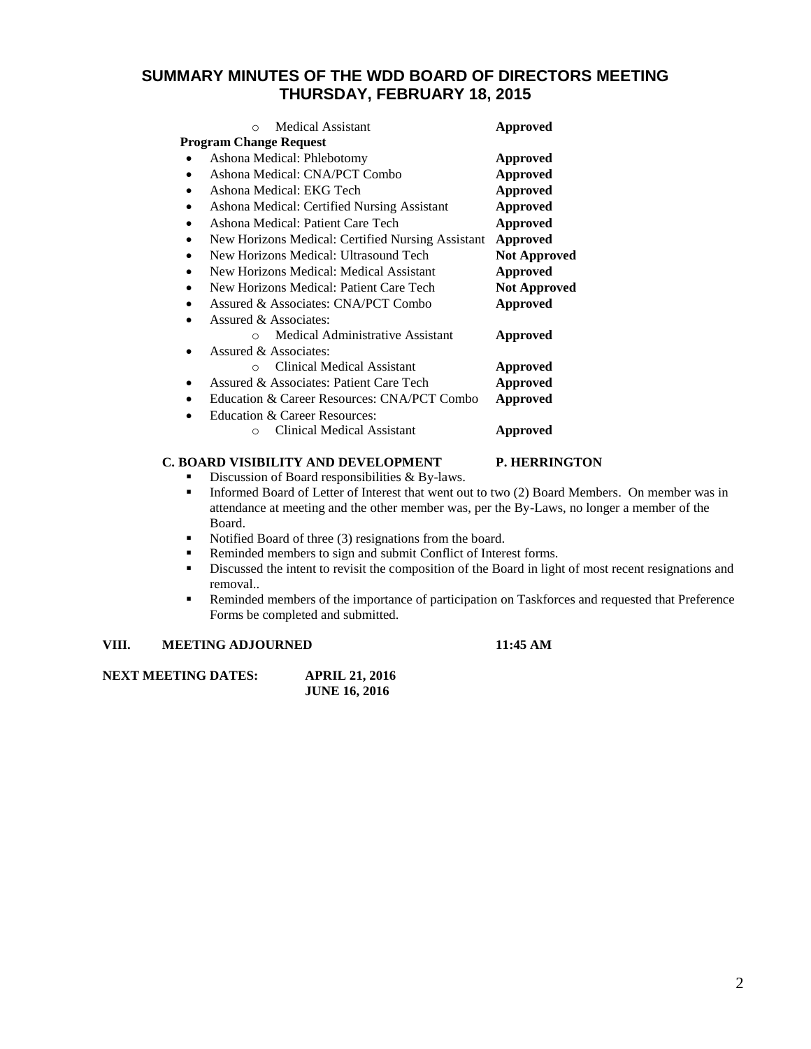# SUMMARY MINUTES OF THE WDD BOARD OF DIRECTORS MEETING
## THURSDAY, FEBRUARY 18, 2015

| | |
|---|---|
| ○ Medical Assistant | **Approved** |
| **Program Change Request** | |
| • Ashona Medical: Phlebotomy | **Approved** |
| • Ashona Medical: CNA/PCT Combo | **Approved** |
| • Ashona Medical: EKG Tech | **Approved** |
| • Ashona Medical: Certified Nursing Assistant | **Approved** |
| • Ashona Medical: Patient Care Tech | **Approved** |
| • New Horizons Medical: Certified Nursing Assistant | **Approved** |
| • New Horizons Medical: Ultrasound Tech | **Not Approved** |
| • New Horizons Medical: Medical Assistant | **Approved** |
| • New Horizons Medical: Patient Care Tech | **Not Approved** |
| • Assured & Associates: CNA/PCT Combo | **Approved** |
| • Assured & Associates: | |
| ○ Medical Administrative Assistant | **Approved** |
| • Assured & Associates: | |
| ○ Clinical Medical Assistant | **Approved** |
| • Assured & Associates: Patient Care Tech | **Approved** |
| • Education & Career Resources: CNA/PCT Combo | **Approved** |
| • Education & Career Resources: | |
| ○ Clinical Medical Assistant | **Approved** |

**C. BOARD VISIBILITY AND DEVELOPMENT** **P. HERRINGTON**

- Discussion of Board responsibilities & By-laws.
- Informed Board of Letter of Interest that went out to two (2) Board Members. On member was in attendance at meeting and the other member was, per the By-Laws, no longer a member of the Board.
- Notified Board of three (3) resignations from the board.
- Reminded members to sign and submit Conflict of Interest forms.
- Discussed the intent to revisit the composition of the Board in light of most recent resignations and removal..
- Reminded members of the importance of participation on Taskforces and requested that Preference Forms be completed and submitted.

**VIII. MEETING ADJOURNED** **11:45 AM**

**NEXT MEETING DATES:** **APRIL 21, 2016**
**JUNE 16, 2016**